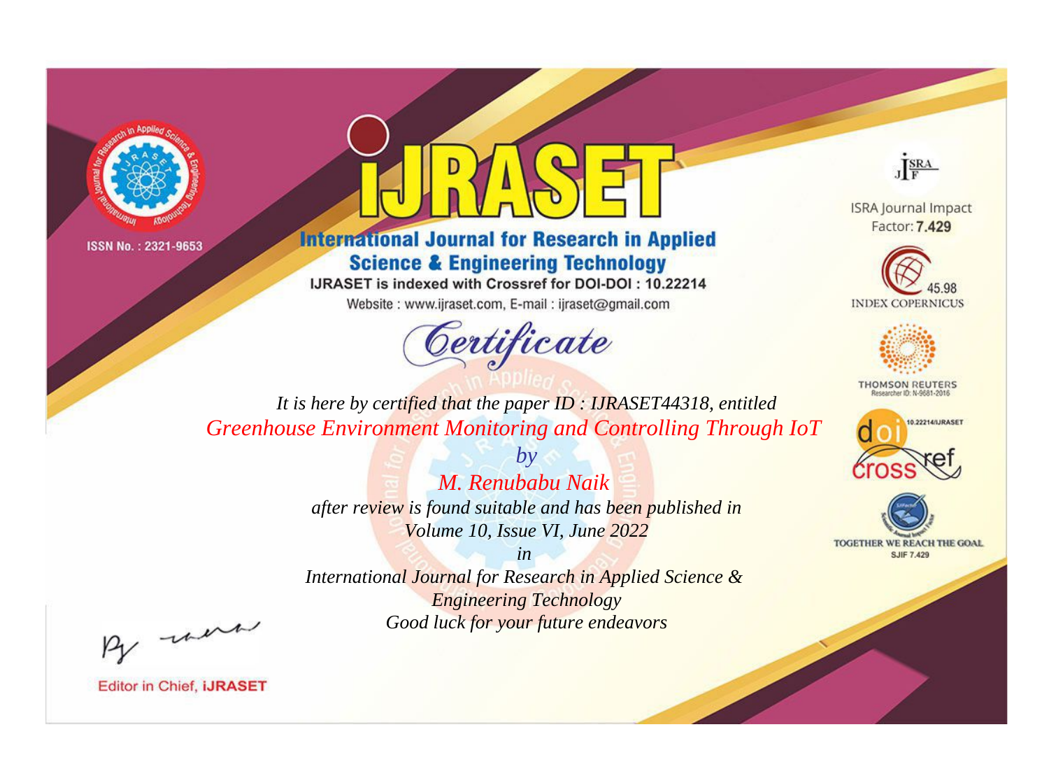ISSN No. : 2321-9653

# IJRASET

## International Journal for Research in Applied Science & Engineering Technology

IJRASET is indexed with Crossref for DOI-DOI : 10.22214

Website : www.ijraset.com, E-mail : ijraset@gmail.com

ISRA Journal Impact Factor: **7.429**

45.98 INDEX COPERNICUS

THOMSON REUTERS Researcher ID: N-9681-2016

10.22214/IJRASET

TOGETHER WE REACH THE GOAL SJIF 7.429

## Certificate

*It is here by certified that the paper ID : IJRASET44318, entitled*

*Greenhouse Environment Monitoring and Controlling Through IoT*

*by*

*M. Renubabu Naik*

*after review is found suitable and has been published in*

*Volume 10, Issue VI, June 2022*

*in*

*International Journal for Research in Applied Science & Engineering Technology*

*Good luck for your future endeavors*

Editor in Chief, **iJRASET**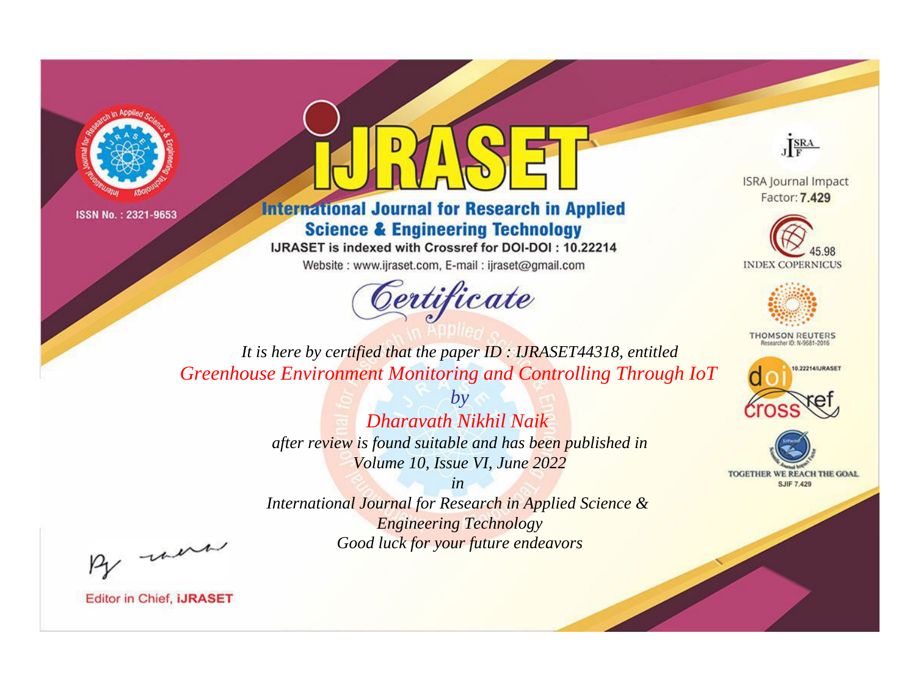ISSN No. : 2321-9653

# iJRASET

## International Journal for Research in Applied Science & Engineering Technology

IJRASET is indexed with Crossref for DOI-DOI : 10.22214

Website : www.ijraset.com, E-mail : ijraset@gmail.com

ISRA Journal Impact Factor: **7.429**

45.98 INDEX COPERNICUS

THOMSON REUTERS Researcher ID: N-9681-2016

10.22214/IJRASET

TOGETHER WE REACH THE GOAL SJIF 7.429

# *Certificate*

*It is here by certified that the paper ID : IJRASET44318, entitled*

*Greenhouse Environment Monitoring and Controlling Through IoT*

*by*

*Dharavath Nikhil Naik*

*after review is found suitable and has been published in*

*Volume 10, Issue VI, June 2022*

*in*

*International Journal for Research in Applied Science & Engineering Technology*

*Good luck for your future endeavors*

Editor in Chief, **iJRASET**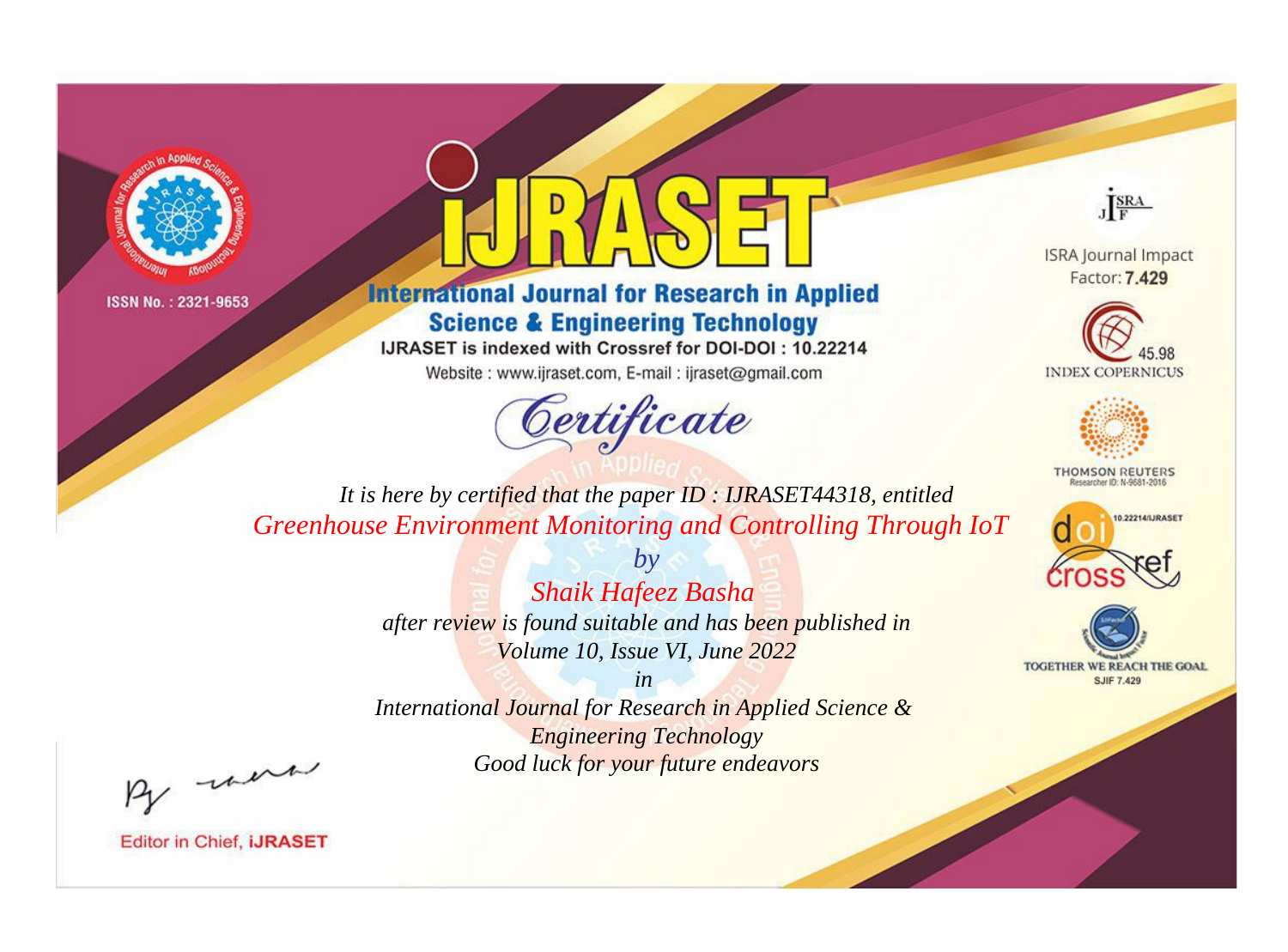ISSN No. : 2321-9653

# International Journal for Research in Applied Science & Engineering Technology

IJRASET is indexed with Crossref for DOI-DOI : 10.22214

Website : www.ijraset.com, E-mail : ijraset@gmail.com

## Certificate

*It is here by certified that the paper ID : IJRASET44318, entitled*

*Greenhouse Environment Monitoring and Controlling Through IoT*

*by*

*Shaik Hafeez Basha*

*after review is found suitable and has been published in*

*Volume 10, Issue VI, June 2022*

*in*

*International Journal for Research in Applied Science & Engineering Technology*

*Good luck for your future endeavors*

ISRA Journal Impact Factor: **7.429**

45.98 INDEX COPERNICUS

THOMSON REUTERS Researcher ID: N-9681-2016

10.22214/IJRASET

TOGETHER WE REACH THE GOAL SJIF 7.429

Editor in Chief, **iJRASET**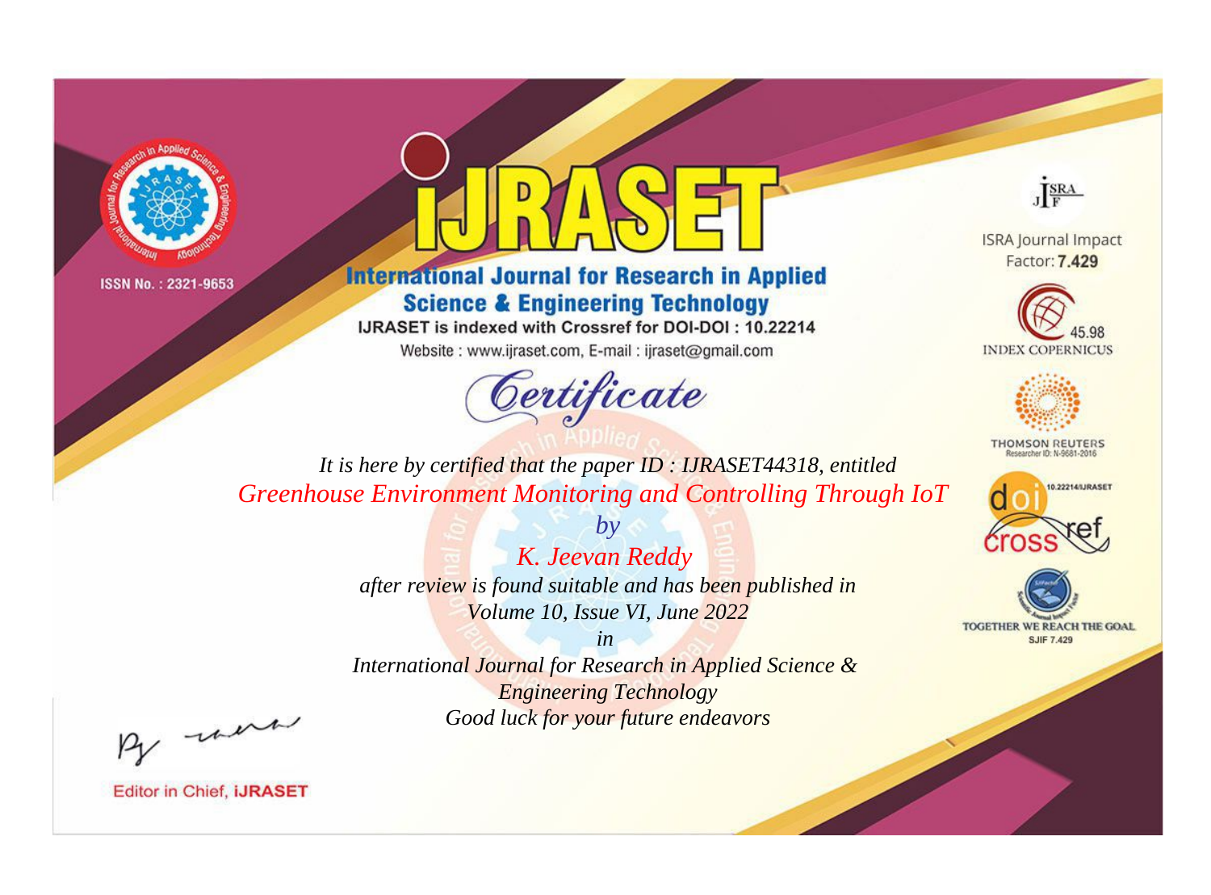ISSN No. : 2321-9653

# iJRASET

## International Journal for Research in Applied Science & Engineering Technology

IJRASET is indexed with Crossref for DOI-DOI : 10.22214

Website : www.ijraset.com, E-mail : ijraset@gmail.com

ISRA Journal Impact Factor: **7.429**

45.98 INDEX COPERNICUS

THOMSON REUTERS Researcher ID: N-9681-2016

10.22214/IJRASET

TOGETHER WE REACH THE GOAL SJIF 7.429

# *Certificate*

*It is here by certified that the paper ID : IJRASET44318, entitled*

*Greenhouse Environment Monitoring and Controlling Through IoT*

*by*

*K. Jeevan Reddy*

*after review is found suitable and has been published in*

*Volume 10, Issue VI, June 2022*

*in*

*International Journal for Research in Applied Science & Engineering Technology*

*Good luck for your future endeavors*

Editor in Chief, **iJRASET**